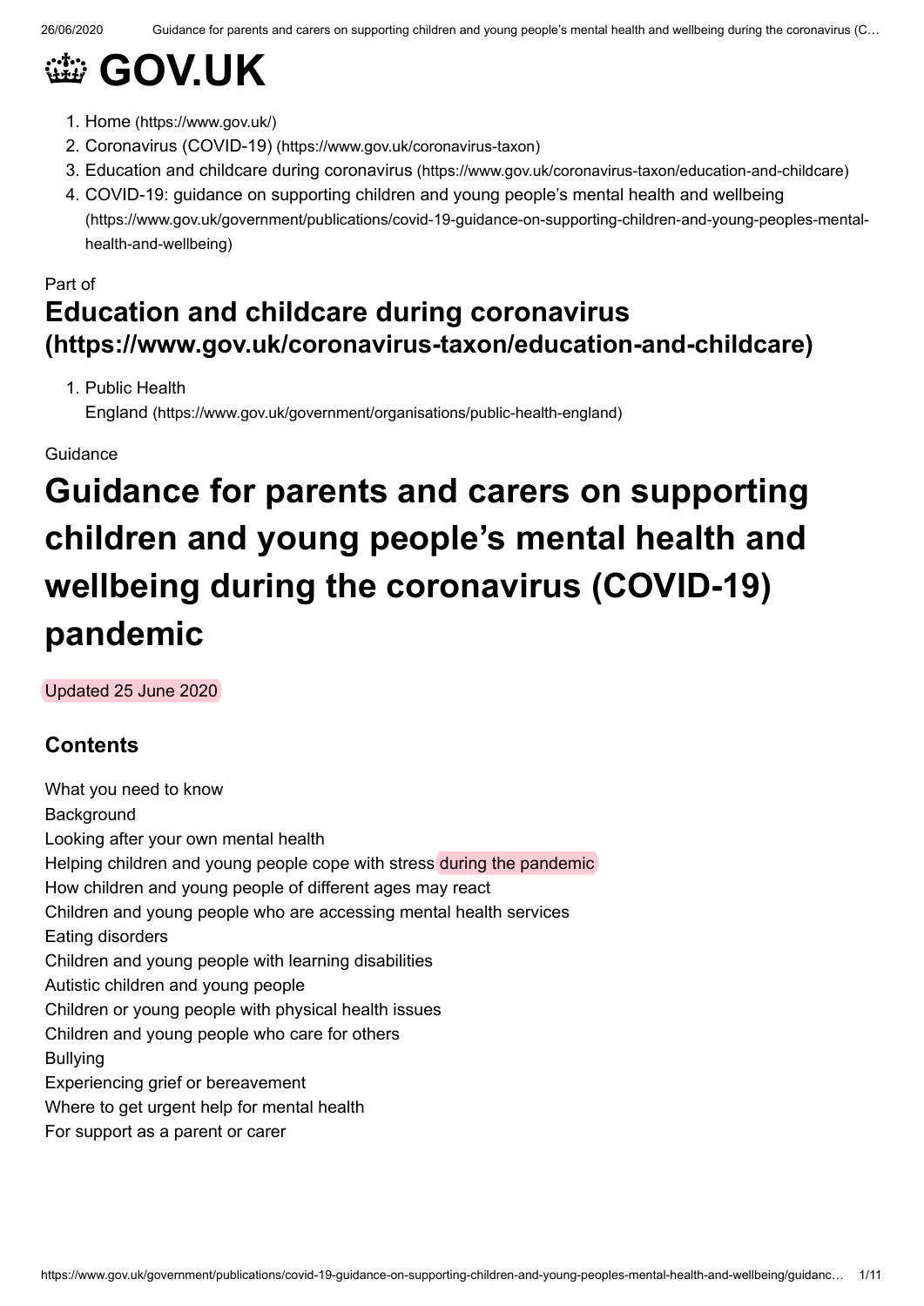# 👑 GOV.UK

1. Home (https://www.gov.uk/)
2. Coronavirus (COVID-19) (https://www.gov.uk/coronavirus-taxon)
3. Education and childcare during coronavirus (https://www.gov.uk/coronavirus-taxon/education-and-childcare)
4. COVID-19: guidance on supporting children and young people's mental health and wellbeing (https://www.gov.uk/government/publications/covid-19-guidance-on-supporting-children-and-young-peoples-mental-health-and-wellbeing)

Part of

## Education and childcare during coronavirus (https://www.gov.uk/coronavirus-taxon/education-and-childcare)

1. Public Health England (https://www.gov.uk/government/organisations/public-health-england)

Guidance

# Guidance for parents and carers on supporting children and young people's mental health and wellbeing during the coronavirus (COVID-19) pandemic

Updated 25 June 2020

### Contents

What you need to know
Background
Looking after your own mental health
Helping children and young people cope with stress during the pandemic
How children and young people of different ages may react
Children and young people who are accessing mental health services
Eating disorders
Children and young people with learning disabilities
Autistic children and young people
Children or young people with physical health issues
Children and young people who care for others
Bullying
Experiencing grief or bereavement
Where to get urgent help for mental health
For support as a parent or carer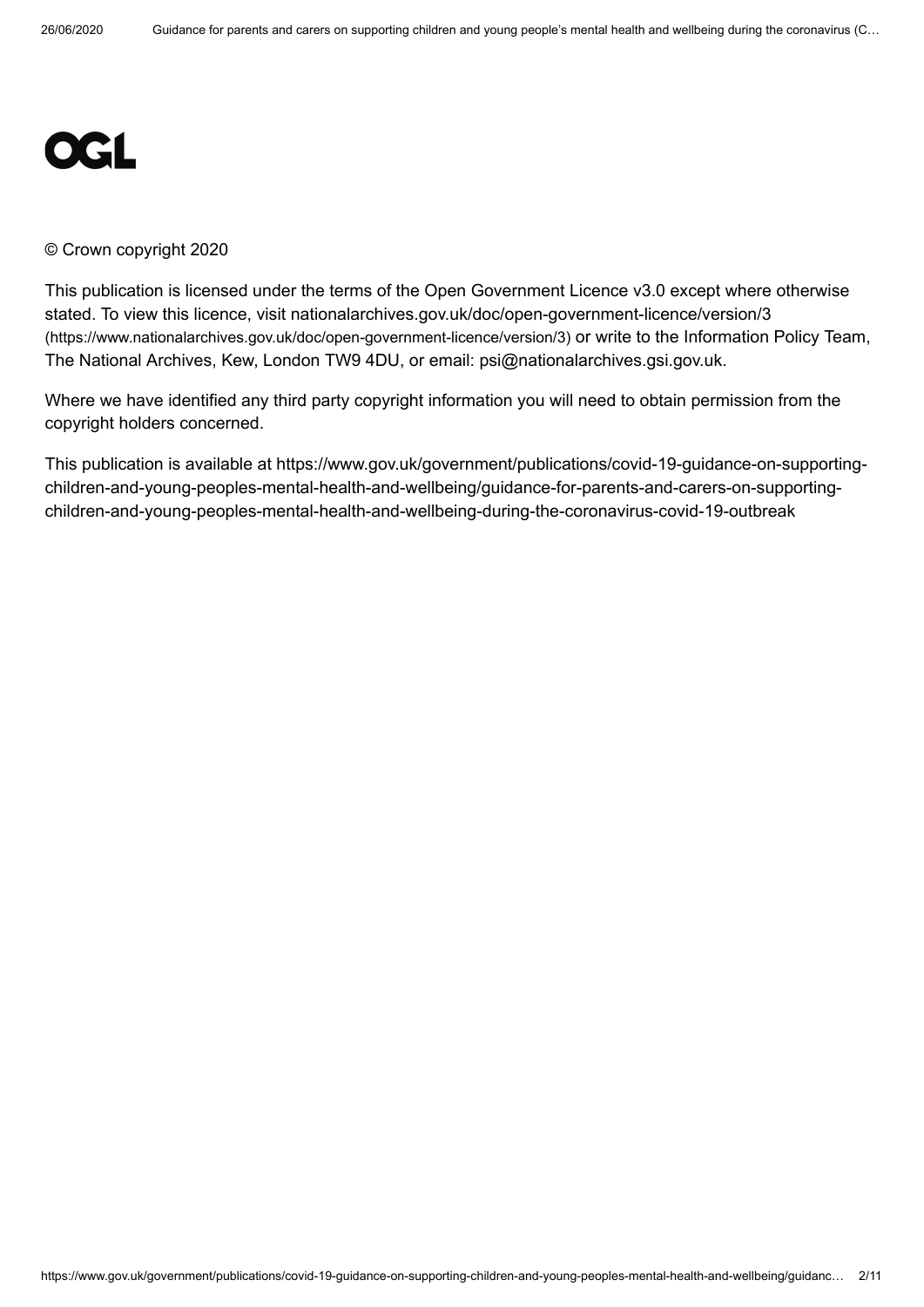OGL

© Crown copyright 2020

This publication is licensed under the terms of the Open Government Licence v3.0 except where otherwise stated. To view this licence, visit nationalarchives.gov.uk/doc/open-government-licence/version/3 (https://www.nationalarchives.gov.uk/doc/open-government-licence/version/3) or write to the Information Policy Team, The National Archives, Kew, London TW9 4DU, or email: psi@nationalarchives.gsi.gov.uk.

Where we have identified any third party copyright information you will need to obtain permission from the copyright holders concerned.

This publication is available at https://www.gov.uk/government/publications/covid-19-guidance-on-supporting-children-and-young-peoples-mental-health-and-wellbeing/guidance-for-parents-and-carers-on-supporting-children-and-young-peoples-mental-health-and-wellbeing-during-the-coronavirus-covid-19-outbreak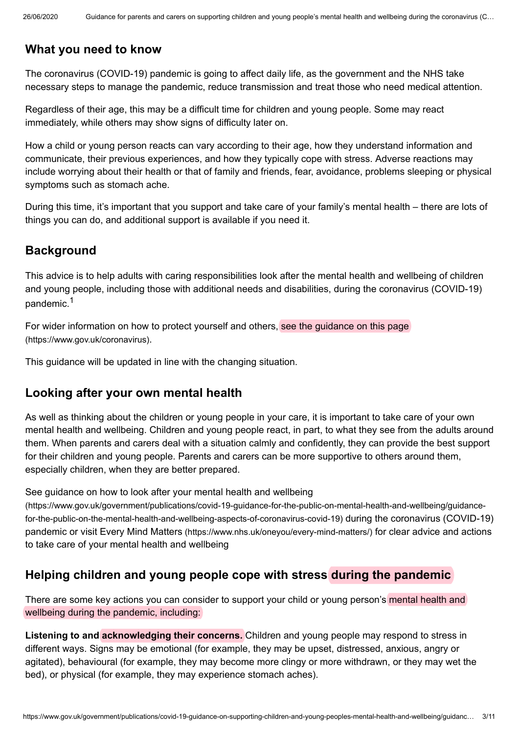## What you need to know

The coronavirus (COVID-19) pandemic is going to affect daily life, as the government and the NHS take necessary steps to manage the pandemic, reduce transmission and treat those who need medical attention.

Regardless of their age, this may be a difficult time for children and young people. Some may react immediately, while others may show signs of difficulty later on.

How a child or young person reacts can vary according to their age, how they understand information and communicate, their previous experiences, and how they typically cope with stress. Adverse reactions may include worrying about their health or that of family and friends, fear, avoidance, problems sleeping or physical symptoms such as stomach ache.

During this time, it's important that you support and take care of your family's mental health – there are lots of things you can do, and additional support is available if you need it.

## Background

This advice is to help adults with caring responsibilities look after the mental health and wellbeing of children and young people, including those with additional needs and disabilities, during the coronavirus (COVID-19) pandemic.[1]

For wider information on how to protect yourself and others, see the guidance on this page (https://www.gov.uk/coronavirus).

This guidance will be updated in line with the changing situation.

## Looking after your own mental health

As well as thinking about the children or young people in your care, it is important to take care of your own mental health and wellbeing. Children and young people react, in part, to what they see from the adults around them. When parents and carers deal with a situation calmly and confidently, they can provide the best support for their children and young people. Parents and carers can be more supportive to others around them, especially children, when they are better prepared.

See guidance on how to look after your mental health and wellbeing (https://www.gov.uk/government/publications/covid-19-guidance-for-the-public-on-mental-health-and-wellbeing/guidance-for-the-public-on-the-mental-health-and-wellbeing-aspects-of-coronavirus-covid-19) during the coronavirus (COVID-19) pandemic or visit Every Mind Matters (https://www.nhs.uk/oneyou/every-mind-matters/) for clear advice and actions to take care of your mental health and wellbeing

## Helping children and young people cope with stress during the pandemic

There are some key actions you can consider to support your child or young person's mental health and wellbeing during the pandemic, including:

**Listening to and acknowledging their concerns.** Children and young people may respond to stress in different ways. Signs may be emotional (for example, they may be upset, distressed, anxious, angry or agitated), behavioural (for example, they may become more clingy or more withdrawn, or they may wet the bed), or physical (for example, they may experience stomach aches).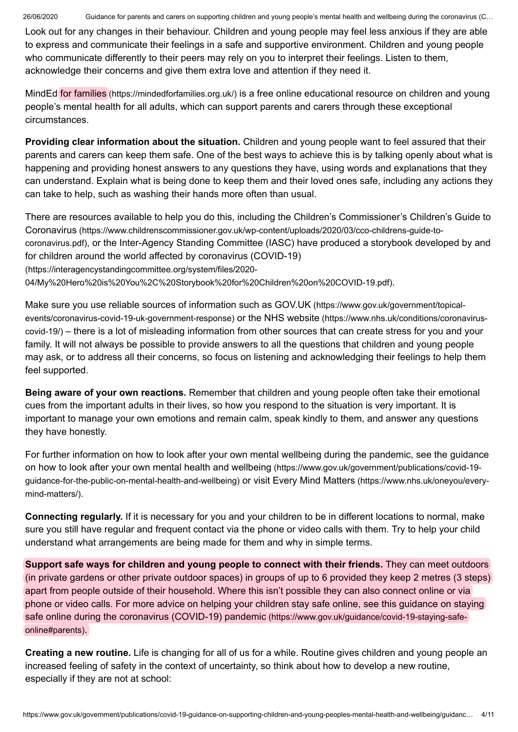Look out for any changes in their behaviour. Children and young people may feel less anxious if they are able to express and communicate their feelings in a safe and supportive environment. Children and young people who communicate differently to their peers may rely on you to interpret their feelings. Listen to them, acknowledge their concerns and give them extra love and attention if they need it.

MindEd for families (https://mindedforfamilies.org.uk/) is a free online educational resource on children and young people's mental health for all adults, which can support parents and carers through these exceptional circumstances.

**Providing clear information about the situation.** Children and young people want to feel assured that their parents and carers can keep them safe. One of the best ways to achieve this is by talking openly about what is happening and providing honest answers to any questions they have, using words and explanations that they can understand. Explain what is being done to keep them and their loved ones safe, including any actions they can take to help, such as washing their hands more often than usual.

There are resources available to help you do this, including the Children's Commissioner's Children's Guide to Coronavirus (https://www.childrenscommissioner.gov.uk/wp-content/uploads/2020/03/cco-childrens-guide-to-coronavirus.pdf), or the Inter-Agency Standing Committee (IASC) have produced a storybook developed by and for children around the world affected by coronavirus (COVID-19) (https://interagencystandingcommittee.org/system/files/2020-04/My%20Hero%20is%20You%2C%20Storybook%20for%20Children%20on%20COVID-19.pdf).

Make sure you use reliable sources of information such as GOV.UK (https://www.gov.uk/government/topical-events/coronavirus-covid-19-uk-government-response) or the NHS website (https://www.nhs.uk/conditions/coronavirus-covid-19/) – there is a lot of misleading information from other sources that can create stress for you and your family. It will not always be possible to provide answers to all the questions that children and young people may ask, or to address all their concerns, so focus on listening and acknowledging their feelings to help them feel supported.

**Being aware of your own reactions.** Remember that children and young people often take their emotional cues from the important adults in their lives, so how you respond to the situation is very important. It is important to manage your own emotions and remain calm, speak kindly to them, and answer any questions they have honestly.

For further information on how to look after your own mental wellbeing during the pandemic, see the guidance on how to look after your own mental health and wellbeing (https://www.gov.uk/government/publications/covid-19-guidance-for-the-public-on-mental-health-and-wellbeing) or visit Every Mind Matters (https://www.nhs.uk/oneyou/every-mind-matters/).

**Connecting regularly.** If it is necessary for you and your children to be in different locations to normal, make sure you still have regular and frequent contact via the phone or video calls with them. Try to help your child understand what arrangements are being made for them and why in simple terms.

**Support safe ways for children and young people to connect with their friends.** They can meet outdoors (in private gardens or other private outdoor spaces) in groups of up to 6 provided they keep 2 metres (3 steps) apart from people outside of their household. Where this isn't possible they can also connect online or via phone or video calls. For more advice on helping your children stay safe online, see this guidance on staying safe online during the coronavirus (COVID-19) pandemic (https://www.gov.uk/guidance/covid-19-staying-safe-online#parents).

**Creating a new routine.** Life is changing for all of us for a while. Routine gives children and young people an increased feeling of safety in the context of uncertainty, so think about how to develop a new routine, especially if they are not at school: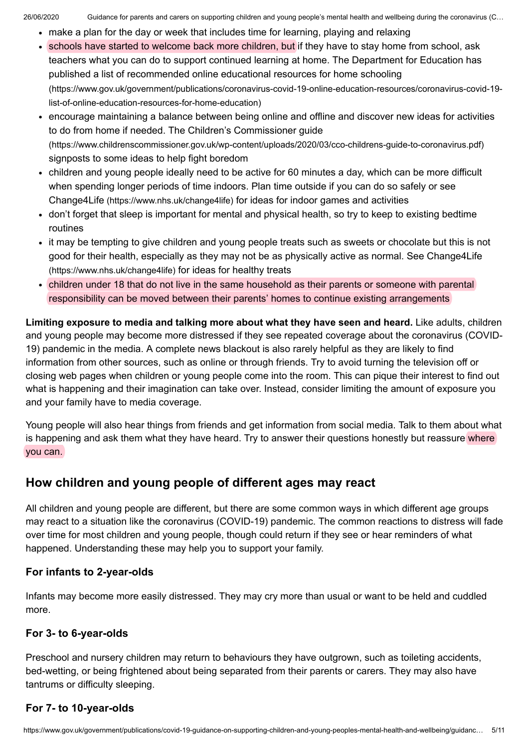- make a plan for the day or week that includes time for learning, playing and relaxing
- schools have started to welcome back more children, but if they have to stay home from school, ask teachers what you can do to support continued learning at home. The Department for Education has published a list of recommended online educational resources for home schooling (https://www.gov.uk/government/publications/coronavirus-covid-19-online-education-resources/coronavirus-covid-19-list-of-online-education-resources-for-home-education)
- encourage maintaining a balance between being online and offline and discover new ideas for activities to do from home if needed. The Children's Commissioner guide (https://www.childrenscommissioner.gov.uk/wp-content/uploads/2020/03/cco-childrens-guide-to-coronavirus.pdf) signposts to some ideas to help fight boredom
- children and young people ideally need to be active for 60 minutes a day, which can be more difficult when spending longer periods of time indoors. Plan time outside if you can do so safely or see Change4Life (https://www.nhs.uk/change4life) for ideas for indoor games and activities
- don't forget that sleep is important for mental and physical health, so try to keep to existing bedtime routines
- it may be tempting to give children and young people treats such as sweets or chocolate but this is not good for their health, especially as they may not be as physically active as normal. See Change4Life (https://www.nhs.uk/change4life) for ideas for healthy treats
- children under 18 that do not live in the same household as their parents or someone with parental responsibility can be moved between their parents' homes to continue existing arrangements

**Limiting exposure to media and talking more about what they have seen and heard.** Like adults, children and young people may become more distressed if they see repeated coverage about the coronavirus (COVID-19) pandemic in the media. A complete news blackout is also rarely helpful as they are likely to find information from other sources, such as online or through friends. Try to avoid turning the television off or closing web pages when children or young people come into the room. This can pique their interest to find out what is happening and their imagination can take over. Instead, consider limiting the amount of exposure you and your family have to media coverage.

Young people will also hear things from friends and get information from social media. Talk to them about what is happening and ask them what they have heard. Try to answer their questions honestly but reassure where you can.

## How children and young people of different ages may react

All children and young people are different, but there are some common ways in which different age groups may react to a situation like the coronavirus (COVID-19) pandemic. The common reactions to distress will fade over time for most children and young people, though could return if they see or hear reminders of what happened. Understanding these may help you to support your family.

### For infants to 2-year-olds

Infants may become more easily distressed. They may cry more than usual or want to be held and cuddled more.

### For 3- to 6-year-olds

Preschool and nursery children may return to behaviours they have outgrown, such as toileting accidents, bed-wetting, or being frightened about being separated from their parents or carers. They may also have tantrums or difficulty sleeping.

### For 7- to 10-year-olds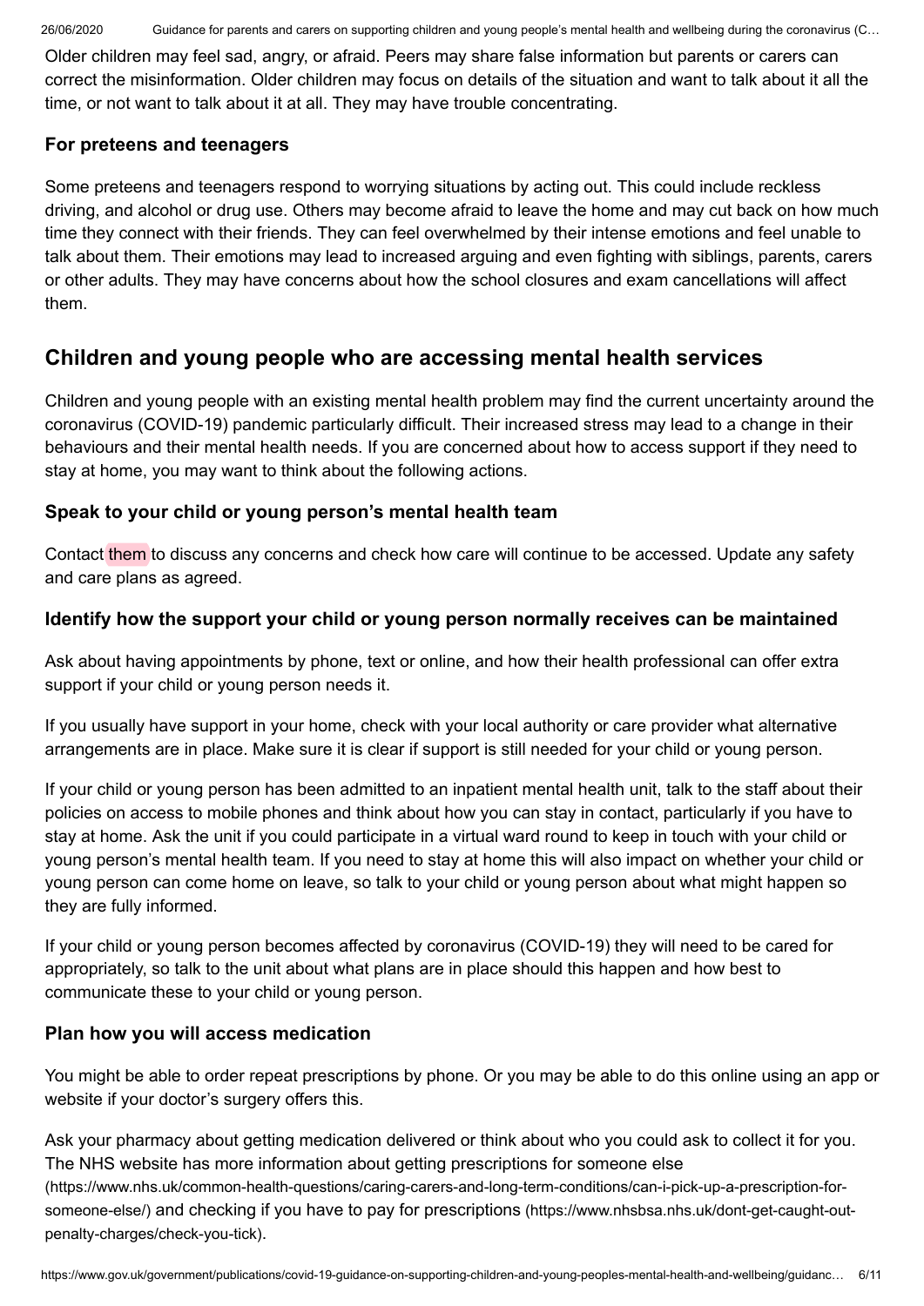Older children may feel sad, angry, or afraid. Peers may share false information but parents or carers can correct the misinformation. Older children may focus on details of the situation and want to talk about it all the time, or not want to talk about it at all. They may have trouble concentrating.

### For preteens and teenagers

Some preteens and teenagers respond to worrying situations by acting out. This could include reckless driving, and alcohol or drug use. Others may become afraid to leave the home and may cut back on how much time they connect with their friends. They can feel overwhelmed by their intense emotions and feel unable to talk about them. Their emotions may lead to increased arguing and even fighting with siblings, parents, carers or other adults. They may have concerns about how the school closures and exam cancellations will affect them.

## Children and young people who are accessing mental health services

Children and young people with an existing mental health problem may find the current uncertainty around the coronavirus (COVID-19) pandemic particularly difficult. Their increased stress may lead to a change in their behaviours and their mental health needs. If you are concerned about how to access support if they need to stay at home, you may want to think about the following actions.

### Speak to your child or young person's mental health team

Contact them to discuss any concerns and check how care will continue to be accessed. Update any safety and care plans as agreed.

### Identify how the support your child or young person normally receives can be maintained

Ask about having appointments by phone, text or online, and how their health professional can offer extra support if your child or young person needs it.

If you usually have support in your home, check with your local authority or care provider what alternative arrangements are in place. Make sure it is clear if support is still needed for your child or young person.

If your child or young person has been admitted to an inpatient mental health unit, talk to the staff about their policies on access to mobile phones and think about how you can stay in contact, particularly if you have to stay at home. Ask the unit if you could participate in a virtual ward round to keep in touch with your child or young person's mental health team. If you need to stay at home this will also impact on whether your child or young person can come home on leave, so talk to your child or young person about what might happen so they are fully informed.

If your child or young person becomes affected by coronavirus (COVID-19) they will need to be cared for appropriately, so talk to the unit about what plans are in place should this happen and how best to communicate these to your child or young person.

### Plan how you will access medication

You might be able to order repeat prescriptions by phone. Or you may be able to do this online using an app or website if your doctor's surgery offers this.

Ask your pharmacy about getting medication delivered or think about who you could ask to collect it for you. The NHS website has more information about getting prescriptions for someone else (https://www.nhs.uk/common-health-questions/caring-carers-and-long-term-conditions/can-i-pick-up-a-prescription-for-someone-else/) and checking if you have to pay for prescriptions (https://www.nhsbsa.nhs.uk/dont-get-caught-out-penalty-charges/check-you-tick).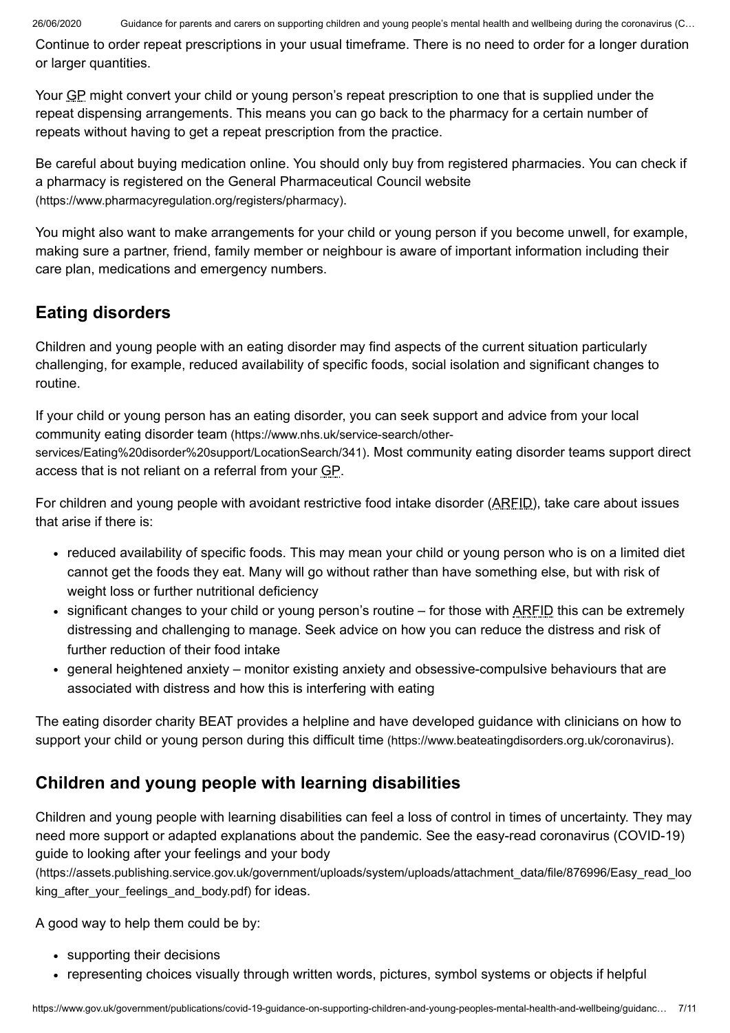Continue to order repeat prescriptions in your usual timeframe. There is no need to order for a longer duration or larger quantities.

Your GP might convert your child or young person's repeat prescription to one that is supplied under the repeat dispensing arrangements. This means you can go back to the pharmacy for a certain number of repeats without having to get a repeat prescription from the practice.

Be careful about buying medication online. You should only buy from registered pharmacies. You can check if a pharmacy is registered on the General Pharmaceutical Council website (https://www.pharmacyregulation.org/registers/pharmacy).

You might also want to make arrangements for your child or young person if you become unwell, for example, making sure a partner, friend, family member or neighbour is aware of important information including their care plan, medications and emergency numbers.

## Eating disorders

Children and young people with an eating disorder may find aspects of the current situation particularly challenging, for example, reduced availability of specific foods, social isolation and significant changes to routine.

If your child or young person has an eating disorder, you can seek support and advice from your local community eating disorder team (https://www.nhs.uk/service-search/other-services/Eating%20disorder%20support/LocationSearch/341). Most community eating disorder teams support direct access that is not reliant on a referral from your GP.

For children and young people with avoidant restrictive food intake disorder (ARFID), take care about issues that arise if there is:

- reduced availability of specific foods. This may mean your child or young person who is on a limited diet cannot get the foods they eat. Many will go without rather than have something else, but with risk of weight loss or further nutritional deficiency
- significant changes to your child or young person's routine – for those with ARFID this can be extremely distressing and challenging to manage. Seek advice on how you can reduce the distress and risk of further reduction of their food intake
- general heightened anxiety – monitor existing anxiety and obsessive-compulsive behaviours that are associated with distress and how this is interfering with eating

The eating disorder charity BEAT provides a helpline and have developed guidance with clinicians on how to support your child or young person during this difficult time (https://www.beateatingdisorders.org.uk/coronavirus).

## Children and young people with learning disabilities

Children and young people with learning disabilities can feel a loss of control in times of uncertainty. They may need more support or adapted explanations about the pandemic. See the easy-read coronavirus (COVID-19) guide to looking after your feelings and your body (https://assets.publishing.service.gov.uk/government/uploads/system/uploads/attachment_data/file/876996/Easy_read_looking_after_your_feelings_and_body.pdf) for ideas.

A good way to help them could be by:

- supporting their decisions
- representing choices visually through written words, pictures, symbol systems or objects if helpful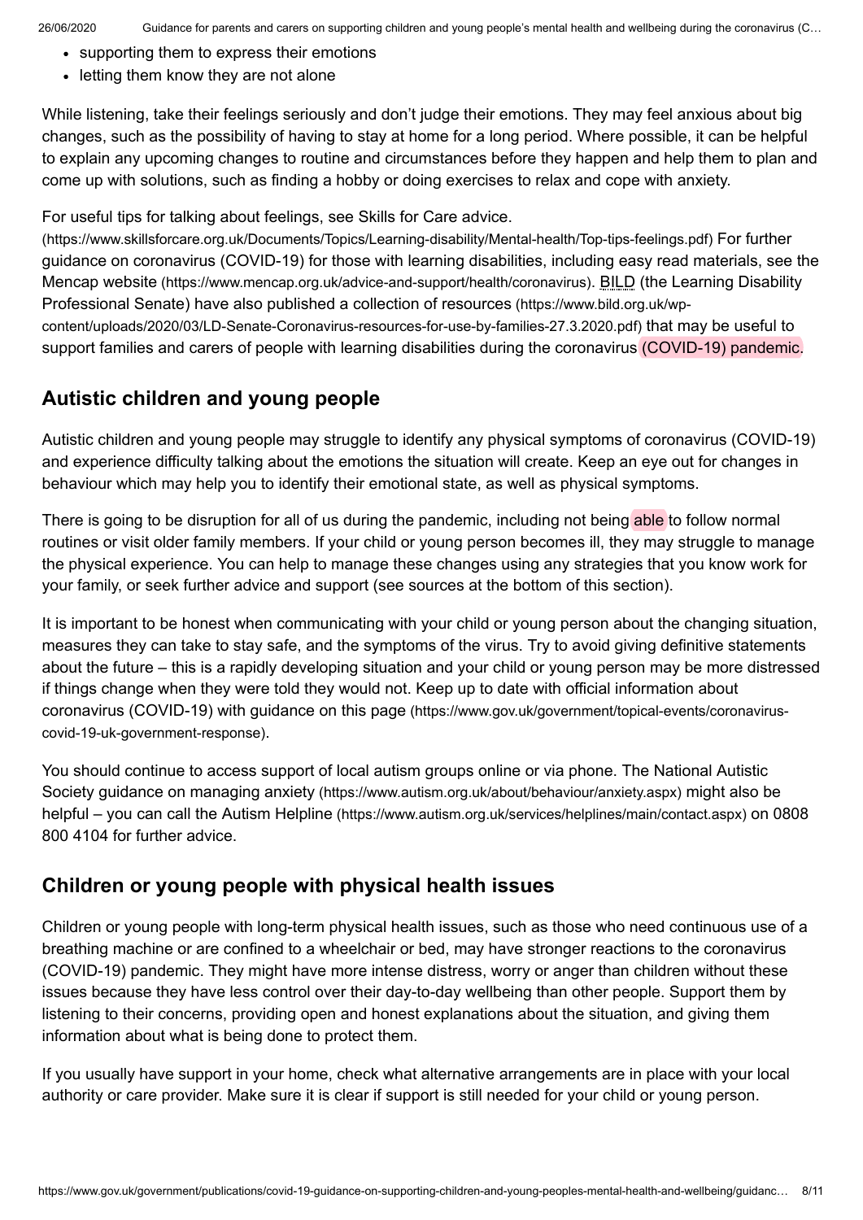- supporting them to express their emotions
- letting them know they are not alone

While listening, take their feelings seriously and don't judge their emotions. They may feel anxious about big changes, such as the possibility of having to stay at home for a long period. Where possible, it can be helpful to explain any upcoming changes to routine and circumstances before they happen and help them to plan and come up with solutions, such as finding a hobby or doing exercises to relax and cope with anxiety.

For useful tips for talking about feelings, see Skills for Care advice. (https://www.skillsforcare.org.uk/Documents/Topics/Learning-disability/Mental-health/Top-tips-feelings.pdf) For further guidance on coronavirus (COVID-19) for those with learning disabilities, including easy read materials, see the Mencap website (https://www.mencap.org.uk/advice-and-support/health/coronavirus). BILD (the Learning Disability Professional Senate) have also published a collection of resources (https://www.bild.org.uk/wp-content/uploads/2020/03/LD-Senate-Coronavirus-resources-for-use-by-families-27.3.2020.pdf) that may be useful to support families and carers of people with learning disabilities during the coronavirus (COVID-19) pandemic.

## Autistic children and young people

Autistic children and young people may struggle to identify any physical symptoms of coronavirus (COVID-19) and experience difficulty talking about the emotions the situation will create. Keep an eye out for changes in behaviour which may help you to identify their emotional state, as well as physical symptoms.

There is going to be disruption for all of us during the pandemic, including not being able to follow normal routines or visit older family members. If your child or young person becomes ill, they may struggle to manage the physical experience. You can help to manage these changes using any strategies that you know work for your family, or seek further advice and support (see sources at the bottom of this section).

It is important to be honest when communicating with your child or young person about the changing situation, measures they can take to stay safe, and the symptoms of the virus. Try to avoid giving definitive statements about the future – this is a rapidly developing situation and your child or young person may be more distressed if things change when they were told they would not. Keep up to date with official information about coronavirus (COVID-19) with guidance on this page (https://www.gov.uk/government/topical-events/coronavirus-covid-19-uk-government-response).

You should continue to access support of local autism groups online or via phone. The National Autistic Society guidance on managing anxiety (https://www.autism.org.uk/about/behaviour/anxiety.aspx) might also be helpful – you can call the Autism Helpline (https://www.autism.org.uk/services/helplines/main/contact.aspx) on 0808 800 4104 for further advice.

## Children or young people with physical health issues

Children or young people with long-term physical health issues, such as those who need continuous use of a breathing machine or are confined to a wheelchair or bed, may have stronger reactions to the coronavirus (COVID-19) pandemic. They might have more intense distress, worry or anger than children without these issues because they have less control over their day-to-day wellbeing than other people. Support them by listening to their concerns, providing open and honest explanations about the situation, and giving them information about what is being done to protect them.

If you usually have support in your home, check what alternative arrangements are in place with your local authority or care provider. Make sure it is clear if support is still needed for your child or young person.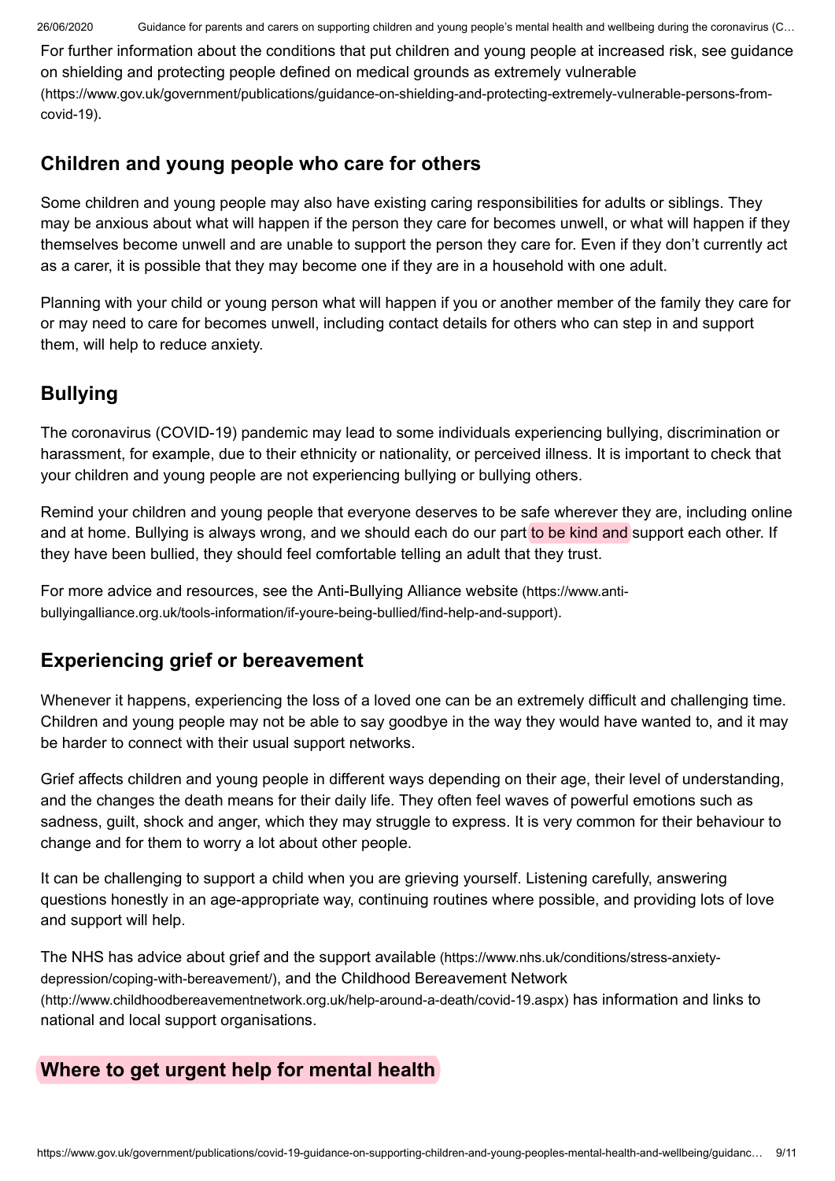For further information about the conditions that put children and young people at increased risk, see guidance on shielding and protecting people defined on medical grounds as extremely vulnerable (https://www.gov.uk/government/publications/guidance-on-shielding-and-protecting-extremely-vulnerable-persons-from-covid-19).

## Children and young people who care for others

Some children and young people may also have existing caring responsibilities for adults or siblings. They may be anxious about what will happen if the person they care for becomes unwell, or what will happen if they themselves become unwell and are unable to support the person they care for. Even if they don't currently act as a carer, it is possible that they may become one if they are in a household with one adult.

Planning with your child or young person what will happen if you or another member of the family they care for or may need to care for becomes unwell, including contact details for others who can step in and support them, will help to reduce anxiety.

## Bullying

The coronavirus (COVID-19) pandemic may lead to some individuals experiencing bullying, discrimination or harassment, for example, due to their ethnicity or nationality, or perceived illness. It is important to check that your children and young people are not experiencing bullying or bullying others.

Remind your children and young people that everyone deserves to be safe wherever they are, including online and at home. Bullying is always wrong, and we should each do our part to be kind and support each other. If they have been bullied, they should feel comfortable telling an adult that they trust.

For more advice and resources, see the Anti-Bullying Alliance website (https://www.anti-bullyingalliance.org.uk/tools-information/if-youre-being-bullied/find-help-and-support).

## Experiencing grief or bereavement

Whenever it happens, experiencing the loss of a loved one can be an extremely difficult and challenging time. Children and young people may not be able to say goodbye in the way they would have wanted to, and it may be harder to connect with their usual support networks.

Grief affects children and young people in different ways depending on their age, their level of understanding, and the changes the death means for their daily life. They often feel waves of powerful emotions such as sadness, guilt, shock and anger, which they may struggle to express. It is very common for their behaviour to change and for them to worry a lot about other people.

It can be challenging to support a child when you are grieving yourself. Listening carefully, answering questions honestly in an age-appropriate way, continuing routines where possible, and providing lots of love and support will help.

The NHS has advice about grief and the support available (https://www.nhs.uk/conditions/stress-anxiety-depression/coping-with-bereavement/), and the Childhood Bereavement Network (http://www.childhoodbereavementnetwork.org.uk/help-around-a-death/covid-19.aspx) has information and links to national and local support organisations.

## Where to get urgent help for mental health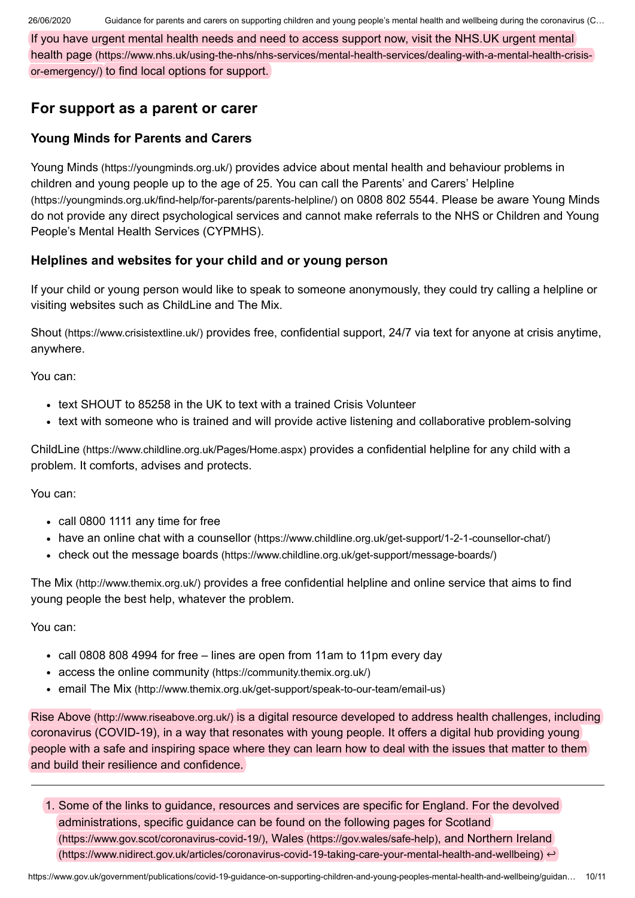If you have urgent mental health needs and need to access support now, visit the NHS.UK urgent mental health page (https://www.nhs.uk/using-the-nhs/nhs-services/mental-health-services/dealing-with-a-mental-health-crisis-or-emergency/) to find local options for support.

## For support as a parent or carer

### Young Minds for Parents and Carers

Young Minds (https://youngminds.org.uk/) provides advice about mental health and behaviour problems in children and young people up to the age of 25. You can call the Parents' and Carers' Helpline (https://youngminds.org.uk/find-help/for-parents/parents-helpline/) on 0808 802 5544. Please be aware Young Minds do not provide any direct psychological services and cannot make referrals to the NHS or Children and Young People's Mental Health Services (CYPMHS).

### Helplines and websites for your child and or young person

If your child or young person would like to speak to someone anonymously, they could try calling a helpline or visiting websites such as ChildLine and The Mix.

Shout (https://www.crisistextline.uk/) provides free, confidential support, 24/7 via text for anyone at crisis anytime, anywhere.

You can:

- text SHOUT to 85258 in the UK to text with a trained Crisis Volunteer
- text with someone who is trained and will provide active listening and collaborative problem-solving

ChildLine (https://www.childline.org.uk/Pages/Home.aspx) provides a confidential helpline for any child with a problem. It comforts, advises and protects.

You can:

- call 0800 1111 any time for free
- have an online chat with a counsellor (https://www.childline.org.uk/get-support/1-2-1-counsellor-chat/)
- check out the message boards (https://www.childline.org.uk/get-support/message-boards/)

The Mix (http://www.themix.org.uk/) provides a free confidential helpline and online service that aims to find young people the best help, whatever the problem.

You can:

- call 0808 808 4994 for free – lines are open from 11am to 11pm every day
- access the online community (https://community.themix.org.uk/)
- email The Mix (http://www.themix.org.uk/get-support/speak-to-our-team/email-us)

Rise Above (http://www.riseabove.org.uk/) is a digital resource developed to address health challenges, including coronavirus (COVID-19), in a way that resonates with young people. It offers a digital hub providing young people with a safe and inspiring space where they can learn how to deal with the issues that matter to them and build their resilience and confidence.

---

1. Some of the links to guidance, resources and services are specific for England. For the devolved administrations, specific guidance can be found on the following pages for Scotland (https://www.gov.scot/coronavirus-covid-19/), Wales (https://gov.wales/safe-help), and Northern Ireland (https://www.nidirect.gov.uk/articles/coronavirus-covid-19-taking-care-your-mental-health-and-wellbeing) ↩